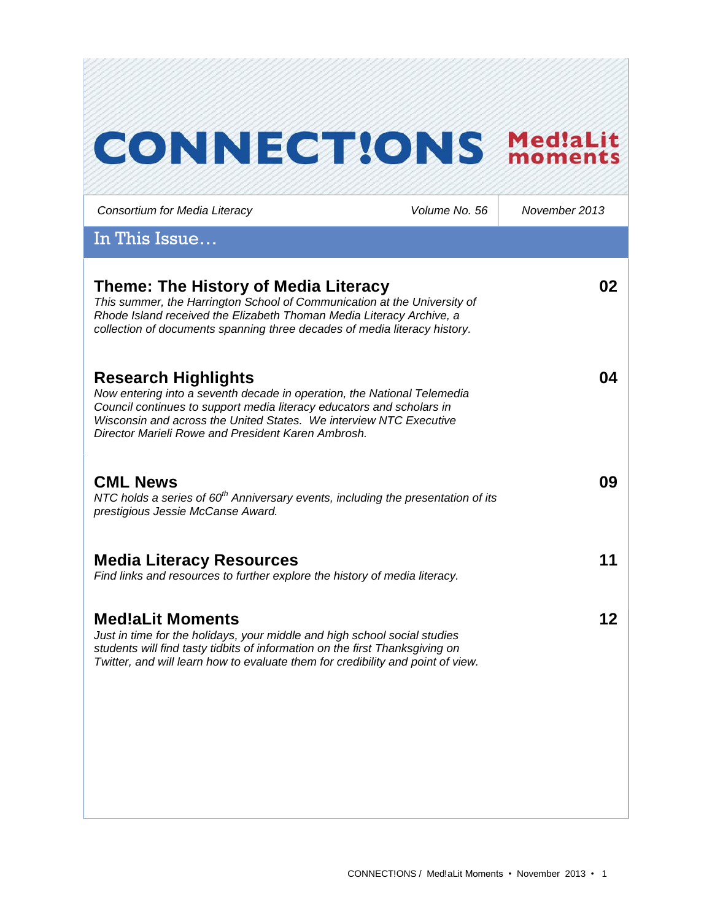# CONNECT!ONS Med!aLit moments

*Consortium for Media Literacy* | *Volume No. 56* | *November 2013*

## In This Issue…

### Theme: The History of Media Literacy — 02

*This summer, the Harrington School of Communication at the University of Rhode Island received the Elizabeth Thoman Media Literacy Archive, a collection of documents spanning three decades of media literacy history.*

### Research Highlights — 04

*Now entering into a seventh decade in operation, the National Telemedia Council continues to support media literacy educators and scholars in Wisconsin and across the United States. We interview NTC Executive Director Marieli Rowe and President Karen Ambrosh.*

### CML News — 09

*NTC holds a series of 60th Anniversary events, including the presentation of its prestigious Jessie McCanse Award.*

### Media Literacy Resources — 11

*Find links and resources to further explore the history of media literacy.*

### Med!aLit Moments — 12

*Just in time for the holidays, your middle and high school social studies students will find tasty tidbits of information on the first Thanksgiving on Twitter, and will learn how to evaluate them for credibility and point of view.*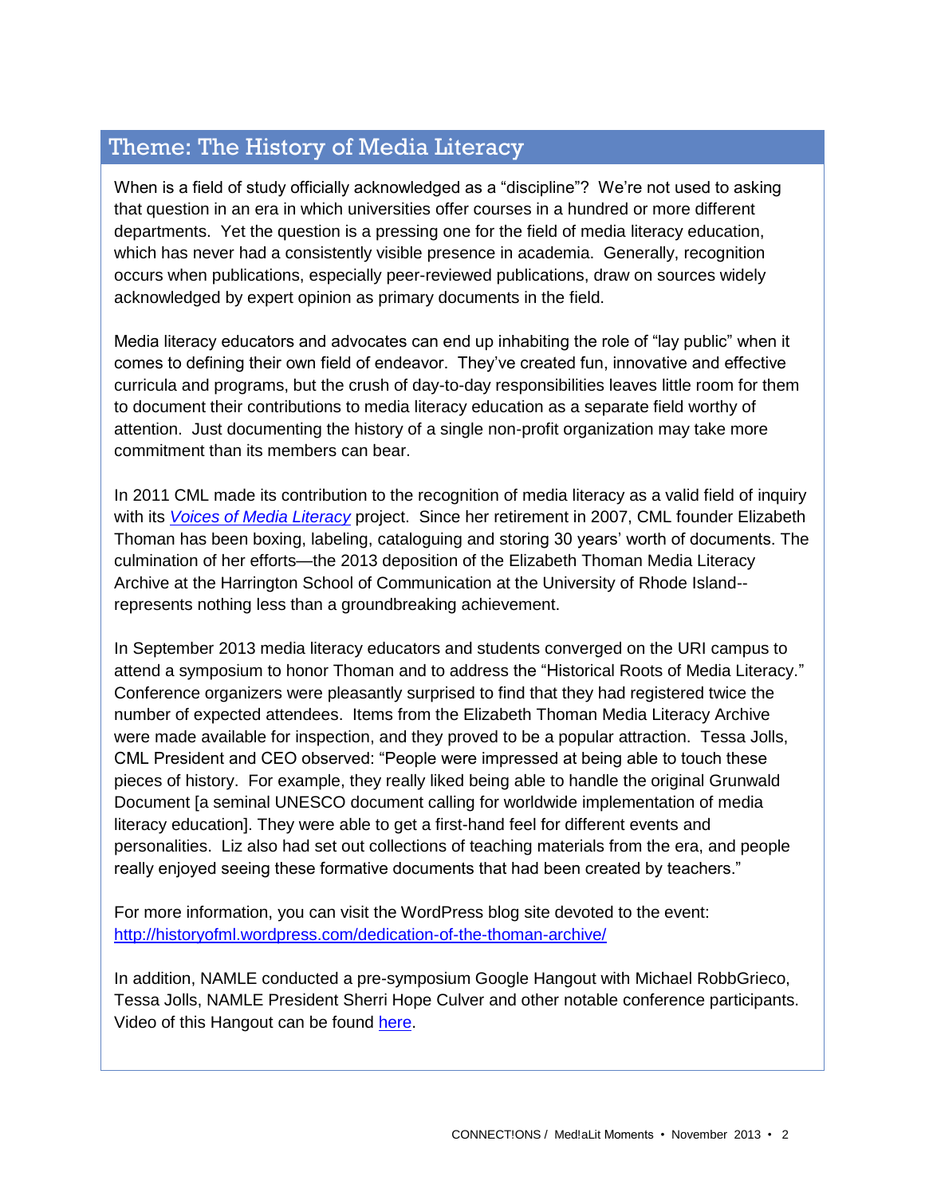## Theme: The History of Media Literacy

When is a field of study officially acknowledged as a "discipline"? We're not used to asking that question in an era in which universities offer courses in a hundred or more different departments. Yet the question is a pressing one for the field of media literacy education, which has never had a consistently visible presence in academia. Generally, recognition occurs when publications, especially peer-reviewed publications, draw on sources widely acknowledged by expert opinion as primary documents in the field.

Media literacy educators and advocates can end up inhabiting the role of "lay public" when it comes to defining their own field of endeavor. They've created fun, innovative and effective curricula and programs, but the crush of day-to-day responsibilities leaves little room for them to document their contributions to media literacy education as a separate field worthy of attention. Just documenting the history of a single non-profit organization may take more commitment than its members can bear.

In 2011 CML made its contribution to the recognition of media literacy as a valid field of inquiry with its *Voices of Media Literacy* project. Since her retirement in 2007, CML founder Elizabeth Thoman has been boxing, labeling, cataloguing and storing 30 years' worth of documents. The culmination of her efforts—the 2013 deposition of the Elizabeth Thoman Media Literacy Archive at the Harrington School of Communication at the University of Rhode Island--represents nothing less than a groundbreaking achievement.

In September 2013 media literacy educators and students converged on the URI campus to attend a symposium to honor Thoman and to address the "Historical Roots of Media Literacy." Conference organizers were pleasantly surprised to find that they had registered twice the number of expected attendees. Items from the Elizabeth Thoman Media Literacy Archive were made available for inspection, and they proved to be a popular attraction. Tessa Jolls, CML President and CEO observed: "People were impressed at being able to touch these pieces of history. For example, they really liked being able to handle the original Grunwald Document [a seminal UNESCO document calling for worldwide implementation of media literacy education]. They were able to get a first-hand feel for different events and personalities. Liz also had set out collections of teaching materials from the era, and people really enjoyed seeing these formative documents that had been created by teachers."

For more information, you can visit the WordPress blog site devoted to the event: http://historyofml.wordpress.com/dedication-of-the-thoman-archive/

In addition, NAMLE conducted a pre-symposium Google Hangout with Michael RobbGrieco, Tessa Jolls, NAMLE President Sherri Hope Culver and other notable conference participants. Video of this Hangout can be found here.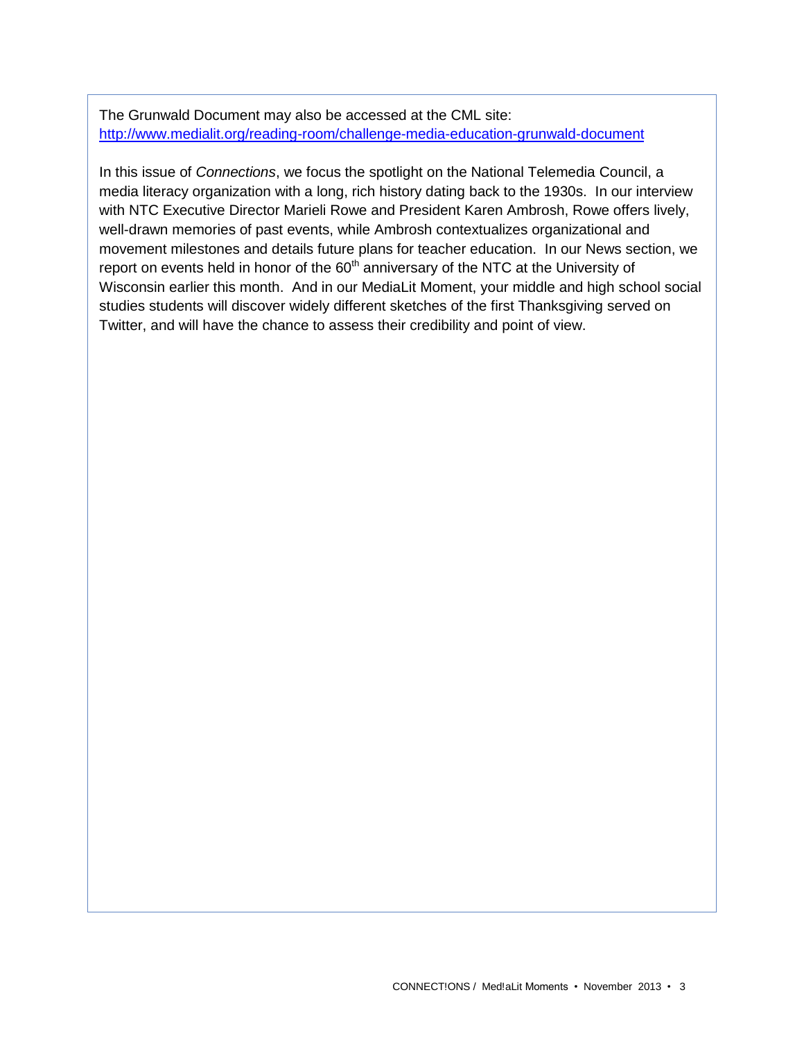The Grunwald Document may also be accessed at the CML site:
[http://www.medialit.org/reading-room/challenge-media-education-grunwald-document](http://www.medialit.org/reading-room/challenge-media-education-grunwald-document)

In this issue of *Connections*, we focus the spotlight on the National Telemedia Council, a media literacy organization with a long, rich history dating back to the 1930s. In our interview with NTC Executive Director Marieli Rowe and President Karen Ambrosh, Rowe offers lively, well-drawn memories of past events, while Ambrosh contextualizes organizational and movement milestones and details future plans for teacher education. In our News section, we report on events held in honor of the 60th anniversary of the NTC at the University of Wisconsin earlier this month. And in our MediaLit Moment, your middle and high school social studies students will discover widely different sketches of the first Thanksgiving served on Twitter, and will have the chance to assess their credibility and point of view.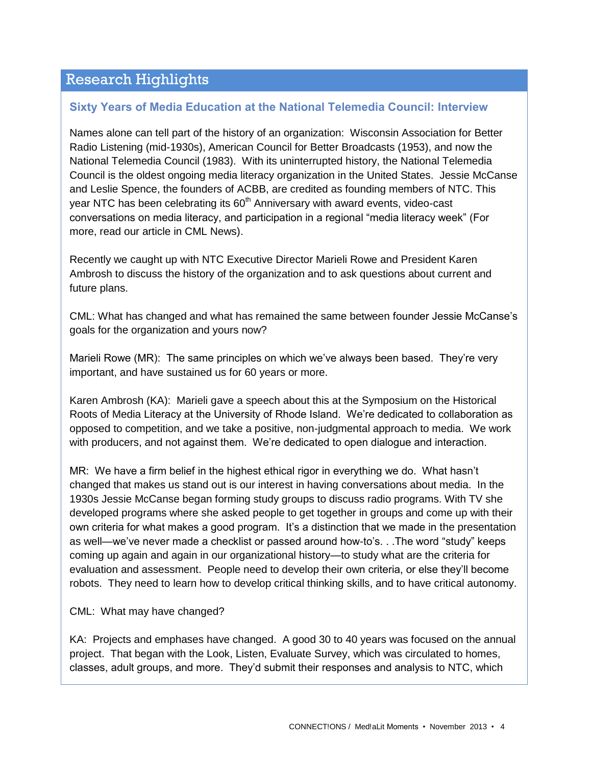## Research Highlights

### Sixty Years of Media Education at the National Telemedia Council: Interview

Names alone can tell part of the history of an organization: Wisconsin Association for Better Radio Listening (mid-1930s), American Council for Better Broadcasts (1953), and now the National Telemedia Council (1983). With its uninterrupted history, the National Telemedia Council is the oldest ongoing media literacy organization in the United States. Jessie McCanse and Leslie Spence, the founders of ACBB, are credited as founding members of NTC. This year NTC has been celebrating its 60th Anniversary with award events, video-cast conversations on media literacy, and participation in a regional "media literacy week" (For more, read our article in CML News).

Recently we caught up with NTC Executive Director Marieli Rowe and President Karen Ambrosh to discuss the history of the organization and to ask questions about current and future plans.

CML: What has changed and what has remained the same between founder Jessie McCanse's goals for the organization and yours now?

Marieli Rowe (MR): The same principles on which we've always been based. They're very important, and have sustained us for 60 years or more.

Karen Ambrosh (KA): Marieli gave a speech about this at the Symposium on the Historical Roots of Media Literacy at the University of Rhode Island. We're dedicated to collaboration as opposed to competition, and we take a positive, non-judgmental approach to media. We work with producers, and not against them. We're dedicated to open dialogue and interaction.

MR: We have a firm belief in the highest ethical rigor in everything we do. What hasn't changed that makes us stand out is our interest in having conversations about media. In the 1930s Jessie McCanse began forming study groups to discuss radio programs. With TV she developed programs where she asked people to get together in groups and come up with their own criteria for what makes a good program. It's a distinction that we made in the presentation as well—we've never made a checklist or passed around how-to's. . .The word "study" keeps coming up again and again in our organizational history—to study what are the criteria for evaluation and assessment. People need to develop their own criteria, or else they'll become robots. They need to learn how to develop critical thinking skills, and to have critical autonomy.

CML: What may have changed?

KA: Projects and emphases have changed. A good 30 to 40 years was focused on the annual project. That began with the Look, Listen, Evaluate Survey, which was circulated to homes, classes, adult groups, and more. They'd submit their responses and analysis to NTC, which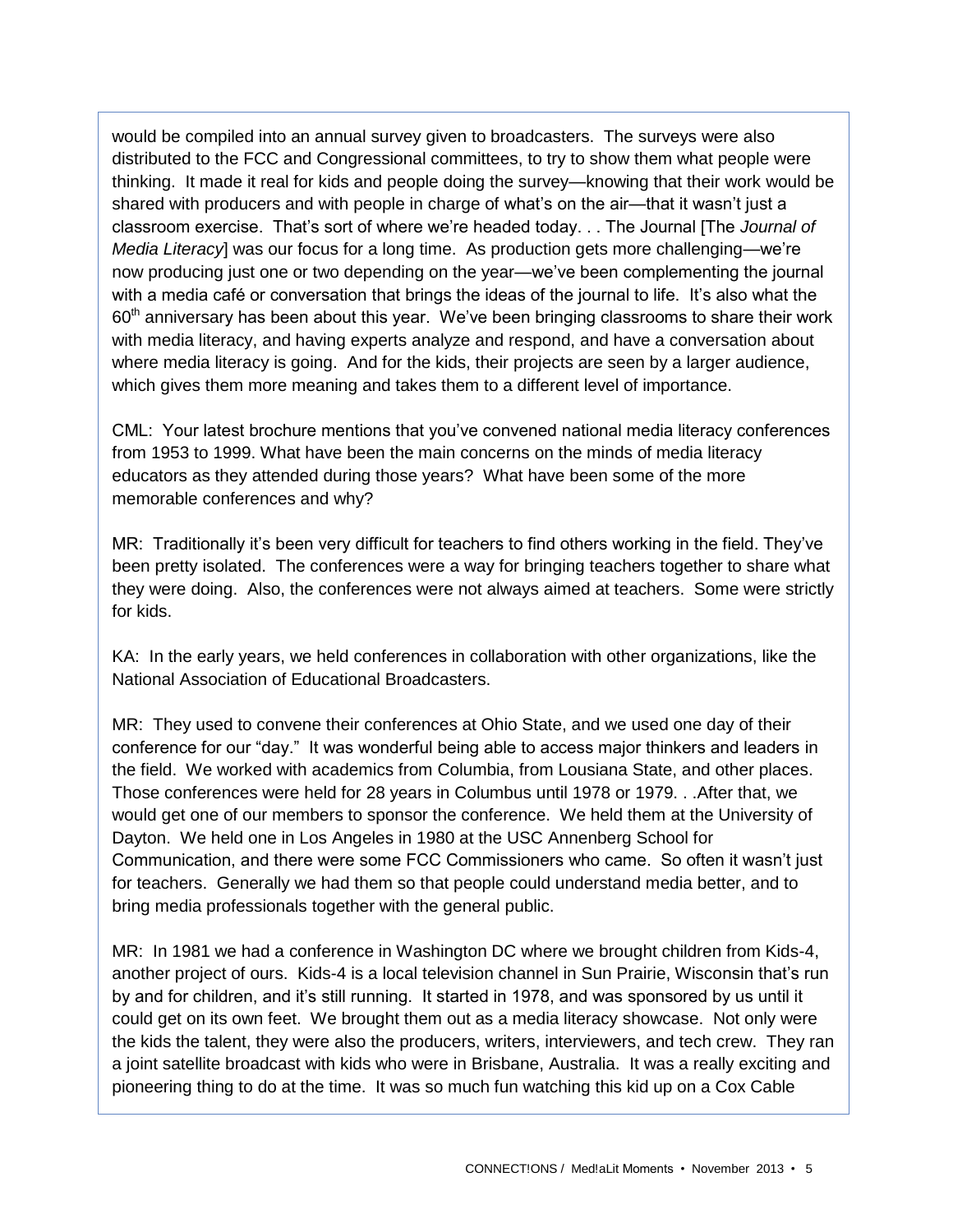would be compiled into an annual survey given to broadcasters. The surveys were also distributed to the FCC and Congressional committees, to try to show them what people were thinking. It made it real for kids and people doing the survey—knowing that their work would be shared with producers and with people in charge of what's on the air—that it wasn't just a classroom exercise. That's sort of where we're headed today. . . The Journal [The *Journal of Media Literacy*] was our focus for a long time. As production gets more challenging—we're now producing just one or two depending on the year—we've been complementing the journal with a media café or conversation that brings the ideas of the journal to life. It's also what the 60th anniversary has been about this year. We've been bringing classrooms to share their work with media literacy, and having experts analyze and respond, and have a conversation about where media literacy is going. And for the kids, their projects are seen by a larger audience, which gives them more meaning and takes them to a different level of importance.

CML: Your latest brochure mentions that you've convened national media literacy conferences from 1953 to 1999. What have been the main concerns on the minds of media literacy educators as they attended during those years? What have been some of the more memorable conferences and why?

MR: Traditionally it's been very difficult for teachers to find others working in the field. They've been pretty isolated. The conferences were a way for bringing teachers together to share what they were doing. Also, the conferences were not always aimed at teachers. Some were strictly for kids.

KA: In the early years, we held conferences in collaboration with other organizations, like the National Association of Educational Broadcasters.

MR: They used to convene their conferences at Ohio State, and we used one day of their conference for our "day." It was wonderful being able to access major thinkers and leaders in the field. We worked with academics from Columbia, from Lousiana State, and other places. Those conferences were held for 28 years in Columbus until 1978 or 1979. . .After that, we would get one of our members to sponsor the conference. We held them at the University of Dayton. We held one in Los Angeles in 1980 at the USC Annenberg School for Communication, and there were some FCC Commissioners who came. So often it wasn't just for teachers. Generally we had them so that people could understand media better, and to bring media professionals together with the general public.

MR: In 1981 we had a conference in Washington DC where we brought children from Kids-4, another project of ours. Kids-4 is a local television channel in Sun Prairie, Wisconsin that's run by and for children, and it's still running. It started in 1978, and was sponsored by us until it could get on its own feet. We brought them out as a media literacy showcase. Not only were the kids the talent, they were also the producers, writers, interviewers, and tech crew. They ran a joint satellite broadcast with kids who were in Brisbane, Australia. It was a really exciting and pioneering thing to do at the time. It was so much fun watching this kid up on a Cox Cable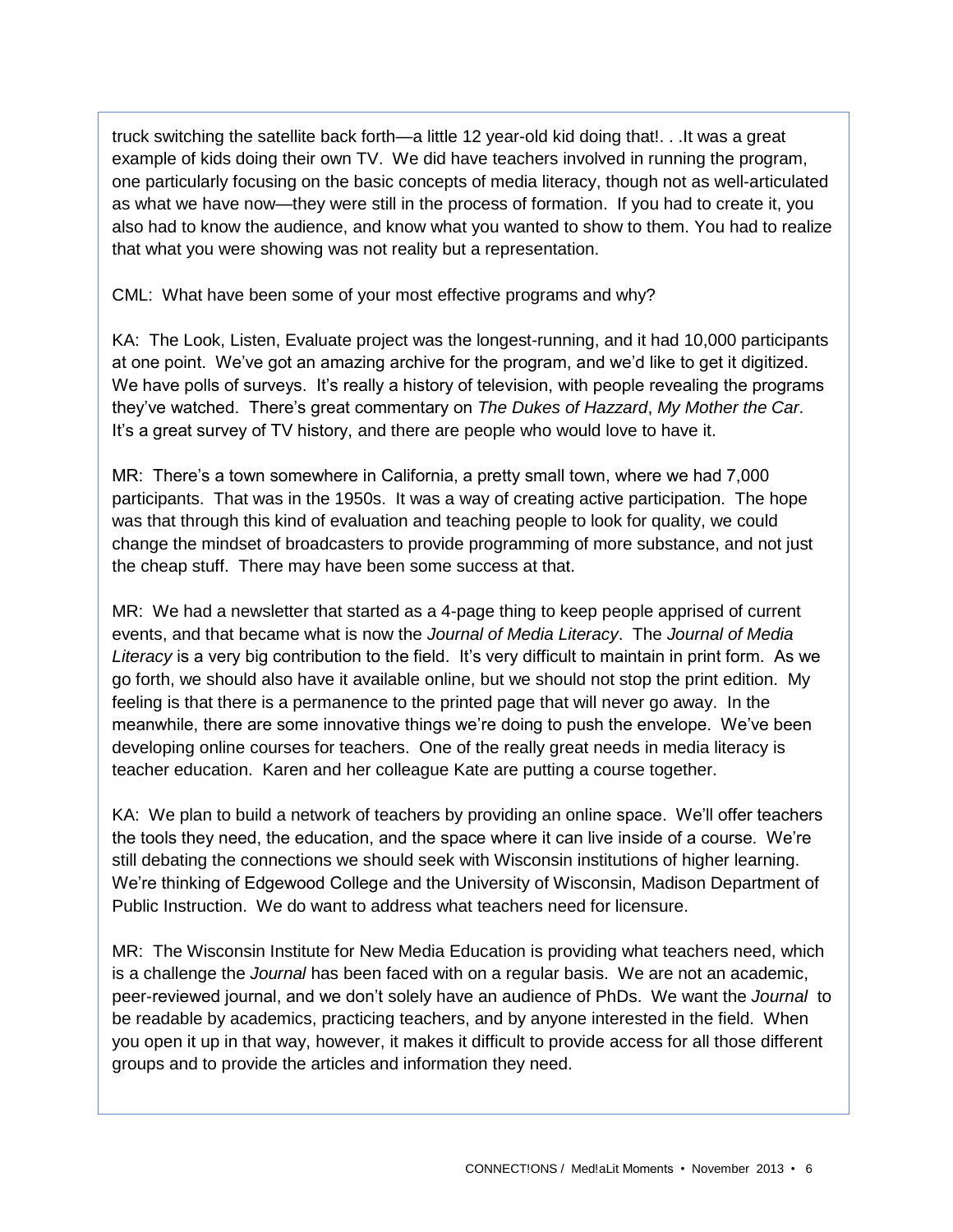truck switching the satellite back forth—a little 12 year-old kid doing that!. . .It was a great example of kids doing their own TV. We did have teachers involved in running the program, one particularly focusing on the basic concepts of media literacy, though not as well-articulated as what we have now—they were still in the process of formation. If you had to create it, you also had to know the audience, and know what you wanted to show to them. You had to realize that what you were showing was not reality but a representation.

CML: What have been some of your most effective programs and why?

KA: The Look, Listen, Evaluate project was the longest-running, and it had 10,000 participants at one point. We've got an amazing archive for the program, and we'd like to get it digitized. We have polls of surveys. It's really a history of television, with people revealing the programs they've watched. There's great commentary on *The Dukes of Hazzard*, *My Mother the Car*. It's a great survey of TV history, and there are people who would love to have it.

MR: There's a town somewhere in California, a pretty small town, where we had 7,000 participants. That was in the 1950s. It was a way of creating active participation. The hope was that through this kind of evaluation and teaching people to look for quality, we could change the mindset of broadcasters to provide programming of more substance, and not just the cheap stuff. There may have been some success at that.

MR: We had a newsletter that started as a 4-page thing to keep people apprised of current events, and that became what is now the *Journal of Media Literacy*. The *Journal of Media Literacy* is a very big contribution to the field. It's very difficult to maintain in print form. As we go forth, we should also have it available online, but we should not stop the print edition. My feeling is that there is a permanence to the printed page that will never go away. In the meanwhile, there are some innovative things we're doing to push the envelope. We've been developing online courses for teachers. One of the really great needs in media literacy is teacher education. Karen and her colleague Kate are putting a course together.

KA: We plan to build a network of teachers by providing an online space. We'll offer teachers the tools they need, the education, and the space where it can live inside of a course. We're still debating the connections we should seek with Wisconsin institutions of higher learning. We're thinking of Edgewood College and the University of Wisconsin, Madison Department of Public Instruction. We do want to address what teachers need for licensure.

MR: The Wisconsin Institute for New Media Education is providing what teachers need, which is a challenge the *Journal* has been faced with on a regular basis. We are not an academic, peer-reviewed journal, and we don't solely have an audience of PhDs. We want the *Journal* to be readable by academics, practicing teachers, and by anyone interested in the field. When you open it up in that way, however, it makes it difficult to provide access for all those different groups and to provide the articles and information they need.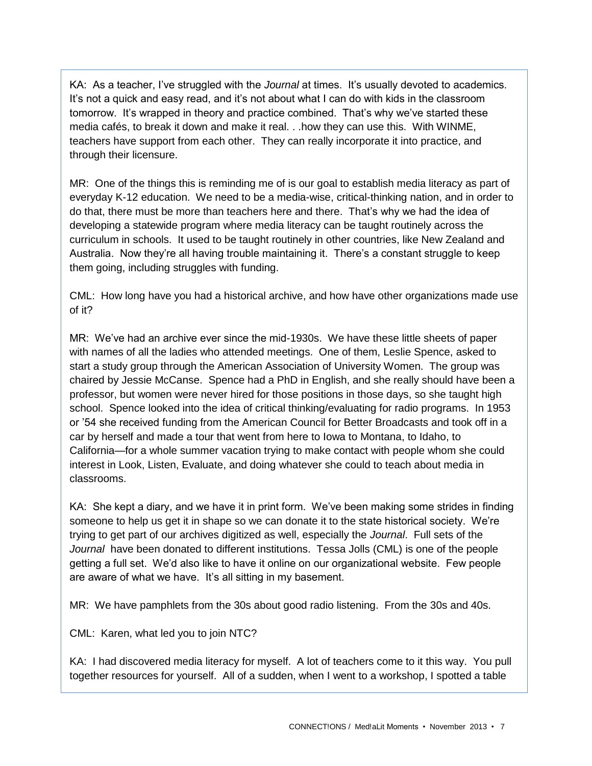KA: As a teacher, I've struggled with the *Journal* at times. It's usually devoted to academics. It's not a quick and easy read, and it's not about what I can do with kids in the classroom tomorrow. It's wrapped in theory and practice combined. That's why we've started these media cafés, to break it down and make it real. . .how they can use this. With WINME, teachers have support from each other. They can really incorporate it into practice, and through their licensure.

MR: One of the things this is reminding me of is our goal to establish media literacy as part of everyday K-12 education. We need to be a media-wise, critical-thinking nation, and in order to do that, there must be more than teachers here and there. That's why we had the idea of developing a statewide program where media literacy can be taught routinely across the curriculum in schools. It used to be taught routinely in other countries, like New Zealand and Australia. Now they're all having trouble maintaining it. There's a constant struggle to keep them going, including struggles with funding.

CML: How long have you had a historical archive, and how have other organizations made use of it?

MR: We've had an archive ever since the mid-1930s. We have these little sheets of paper with names of all the ladies who attended meetings. One of them, Leslie Spence, asked to start a study group through the American Association of University Women. The group was chaired by Jessie McCanse. Spence had a PhD in English, and she really should have been a professor, but women were never hired for those positions in those days, so she taught high school. Spence looked into the idea of critical thinking/evaluating for radio programs. In 1953 or '54 she received funding from the American Council for Better Broadcasts and took off in a car by herself and made a tour that went from here to Iowa to Montana, to Idaho, to California—for a whole summer vacation trying to make contact with people whom she could interest in Look, Listen, Evaluate, and doing whatever she could to teach about media in classrooms.

KA: She kept a diary, and we have it in print form. We've been making some strides in finding someone to help us get it in shape so we can donate it to the state historical society. We're trying to get part of our archives digitized as well, especially the *Journal*. Full sets of the *Journal* have been donated to different institutions. Tessa Jolls (CML) is one of the people getting a full set. We'd also like to have it online on our organizational website. Few people are aware of what we have. It's all sitting in my basement.

MR: We have pamphlets from the 30s about good radio listening. From the 30s and 40s.

CML: Karen, what led you to join NTC?

KA: I had discovered media literacy for myself. A lot of teachers come to it this way. You pull together resources for yourself. All of a sudden, when I went to a workshop, I spotted a table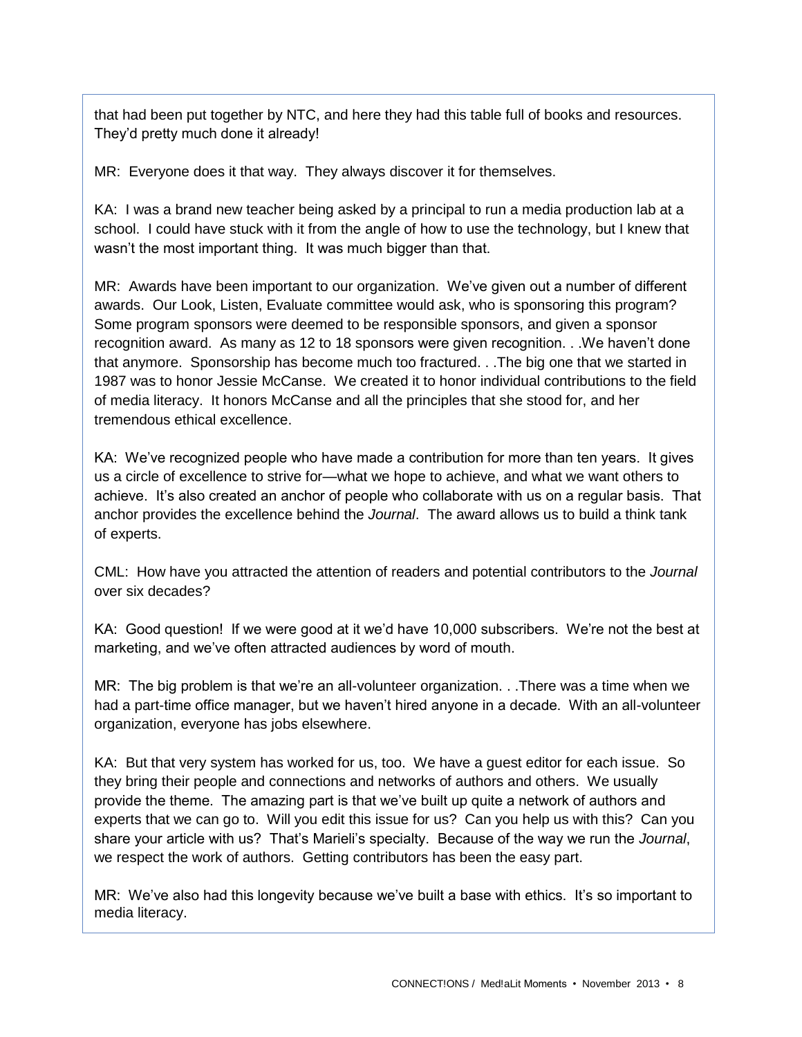that had been put together by NTC, and here they had this table full of books and resources. They'd pretty much done it already!

MR: Everyone does it that way. They always discover it for themselves.

KA: I was a brand new teacher being asked by a principal to run a media production lab at a school. I could have stuck with it from the angle of how to use the technology, but I knew that wasn't the most important thing. It was much bigger than that.

MR: Awards have been important to our organization. We've given out a number of different awards. Our Look, Listen, Evaluate committee would ask, who is sponsoring this program? Some program sponsors were deemed to be responsible sponsors, and given a sponsor recognition award. As many as 12 to 18 sponsors were given recognition. . .We haven't done that anymore. Sponsorship has become much too fractured. . .The big one that we started in 1987 was to honor Jessie McCanse. We created it to honor individual contributions to the field of media literacy. It honors McCanse and all the principles that she stood for, and her tremendous ethical excellence.

KA: We've recognized people who have made a contribution for more than ten years. It gives us a circle of excellence to strive for—what we hope to achieve, and what we want others to achieve. It's also created an anchor of people who collaborate with us on a regular basis. That anchor provides the excellence behind the *Journal*. The award allows us to build a think tank of experts.

CML: How have you attracted the attention of readers and potential contributors to the *Journal* over six decades?

KA: Good question! If we were good at it we'd have 10,000 subscribers. We're not the best at marketing, and we've often attracted audiences by word of mouth.

MR: The big problem is that we're an all-volunteer organization. . .There was a time when we had a part-time office manager, but we haven't hired anyone in a decade. With an all-volunteer organization, everyone has jobs elsewhere.

KA: But that very system has worked for us, too. We have a guest editor for each issue. So they bring their people and connections and networks of authors and others. We usually provide the theme. The amazing part is that we've built up quite a network of authors and experts that we can go to. Will you edit this issue for us? Can you help us with this? Can you share your article with us? That's Marieli's specialty. Because of the way we run the *Journal*, we respect the work of authors. Getting contributors has been the easy part.

MR: We've also had this longevity because we've built a base with ethics. It's so important to media literacy.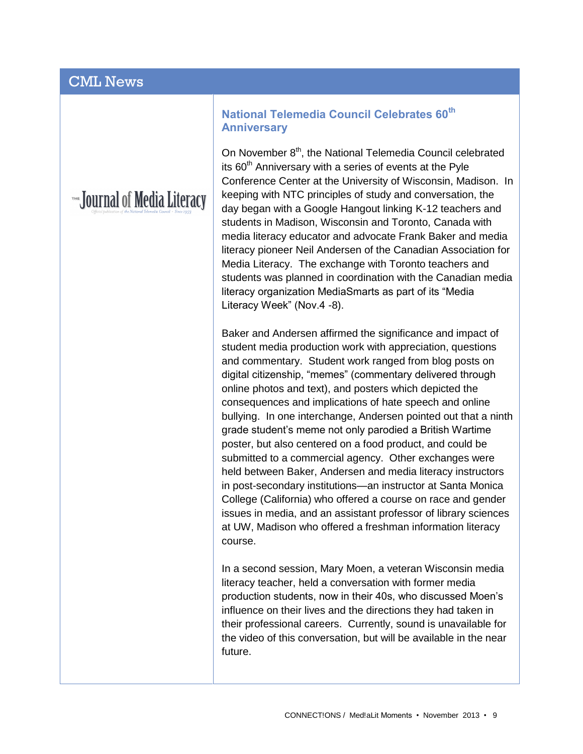## CML News

### National Telemedia Council Celebrates 60th Anniversary

On November 8th, the National Telemedia Council celebrated its 60th Anniversary with a series of events at the Pyle Conference Center at the University of Wisconsin, Madison. In keeping with NTC principles of study and conversation, the day began with a Google Hangout linking K-12 teachers and students in Madison, Wisconsin and Toronto, Canada with media literacy educator and advocate Frank Baker and media literacy pioneer Neil Andersen of the Canadian Association for Media Literacy. The exchange with Toronto teachers and students was planned in coordination with the Canadian media literacy organization MediaSmarts as part of its "Media Literacy Week" (Nov.4 -8).

Baker and Andersen affirmed the significance and impact of student media production work with appreciation, questions and commentary. Student work ranged from blog posts on digital citizenship, "memes" (commentary delivered through online photos and text), and posters which depicted the consequences and implications of hate speech and online bullying. In one interchange, Andersen pointed out that a ninth grade student's meme not only parodied a British Wartime poster, but also centered on a food product, and could be submitted to a commercial agency. Other exchanges were held between Baker, Andersen and media literacy instructors in post-secondary institutions—an instructor at Santa Monica College (California) who offered a course on race and gender issues in media, and an assistant professor of library sciences at UW, Madison who offered a freshman information literacy course.

In a second session, Mary Moen, a veteran Wisconsin media literacy teacher, held a conversation with former media production students, now in their 40s, who discussed Moen's influence on their lives and the directions they had taken in their professional careers. Currently, sound is unavailable for the video of this conversation, but will be available in the near future.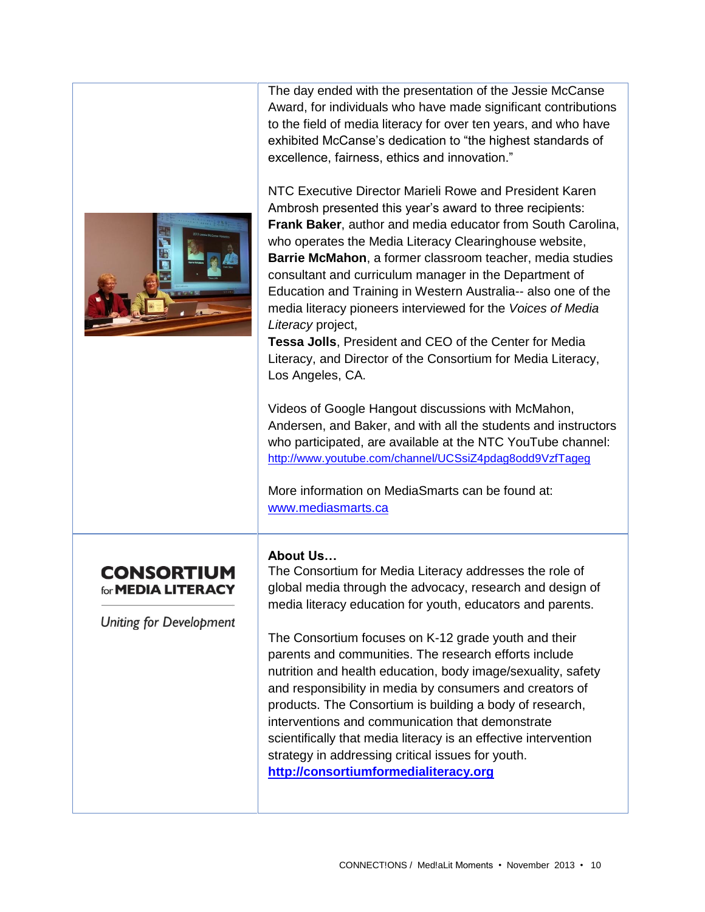The day ended with the presentation of the Jessie McCanse Award, for individuals who have made significant contributions to the field of media literacy for over ten years, and who have exhibited McCanse's dedication to "the highest standards of excellence, fairness, ethics and innovation."

NTC Executive Director Marieli Rowe and President Karen Ambrosh presented this year's award to three recipients:
**Frank Baker**, author and media educator from South Carolina, who operates the Media Literacy Clearinghouse website,
**Barrie McMahon**, a former classroom teacher, media studies consultant and curriculum manager in the Department of Education and Training in Western Australia-- also one of the media literacy pioneers interviewed for the *Voices of Media Literacy* project,
**Tessa Jolls**, President and CEO of the Center for Media Literacy, and Director of the Consortium for Media Literacy, Los Angeles, CA.

Videos of Google Hangout discussions with McMahon, Andersen, and Baker, and with all the students and instructors who participated, are available at the NTC YouTube channel: http://www.youtube.com/channel/UCSsiZ4pdag8odd9VzfTageg

More information on MediaSmarts can be found at: www.mediasmarts.ca

**CONSORTIUM for MEDIA LITERACY**

*Uniting for Development*

**About Us…**
The Consortium for Media Literacy addresses the role of global media through the advocacy, research and design of media literacy education for youth, educators and parents.

The Consortium focuses on K-12 grade youth and their parents and communities. The research efforts include nutrition and health education, body image/sexuality, safety and responsibility in media by consumers and creators of products. The Consortium is building a body of research, interventions and communication that demonstrate scientifically that media literacy is an effective intervention strategy in addressing critical issues for youth.
**http://consortiumformedialiteracy.org**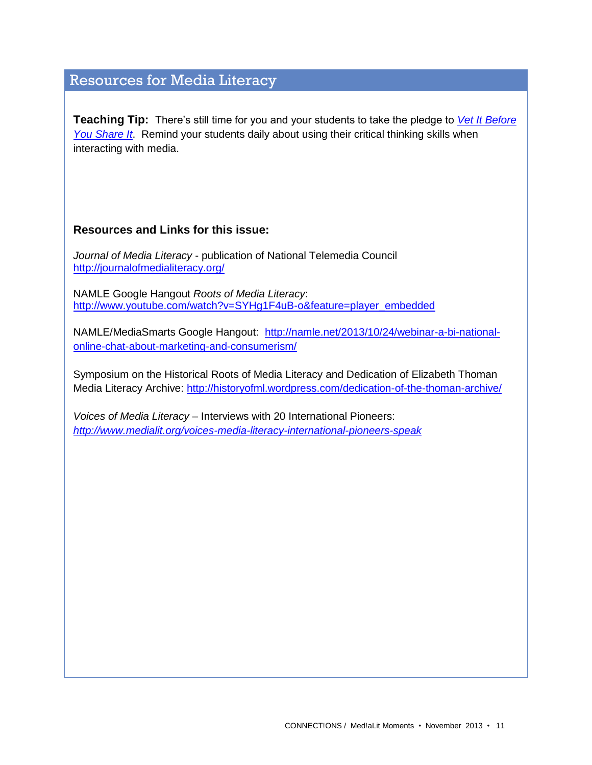## Resources for Media Literacy

**Teaching Tip:** There's still time for you and your students to take the pledge to *Vet It Before You Share It*. Remind your students daily about using their critical thinking skills when interacting with media.

**Resources and Links for this issue:**

*Journal of Media Literacy* - publication of National Telemedia Council
http://journalofmedialiteracy.org/

NAMLE Google Hangout *Roots of Media Literacy*:
http://www.youtube.com/watch?v=SYHg1F4uB-o&feature=player_embedded

NAMLE/MediaSmarts Google Hangout: http://namle.net/2013/10/24/webinar-a-bi-national-online-chat-about-marketing-and-consumerism/

Symposium on the Historical Roots of Media Literacy and Dedication of Elizabeth Thoman Media Literacy Archive: http://historyofml.wordpress.com/dedication-of-the-thoman-archive/

*Voices of Media Literacy* – Interviews with 20 International Pioneers:
*http://www.medialit.org/voices-media-literacy-international-pioneers-speak*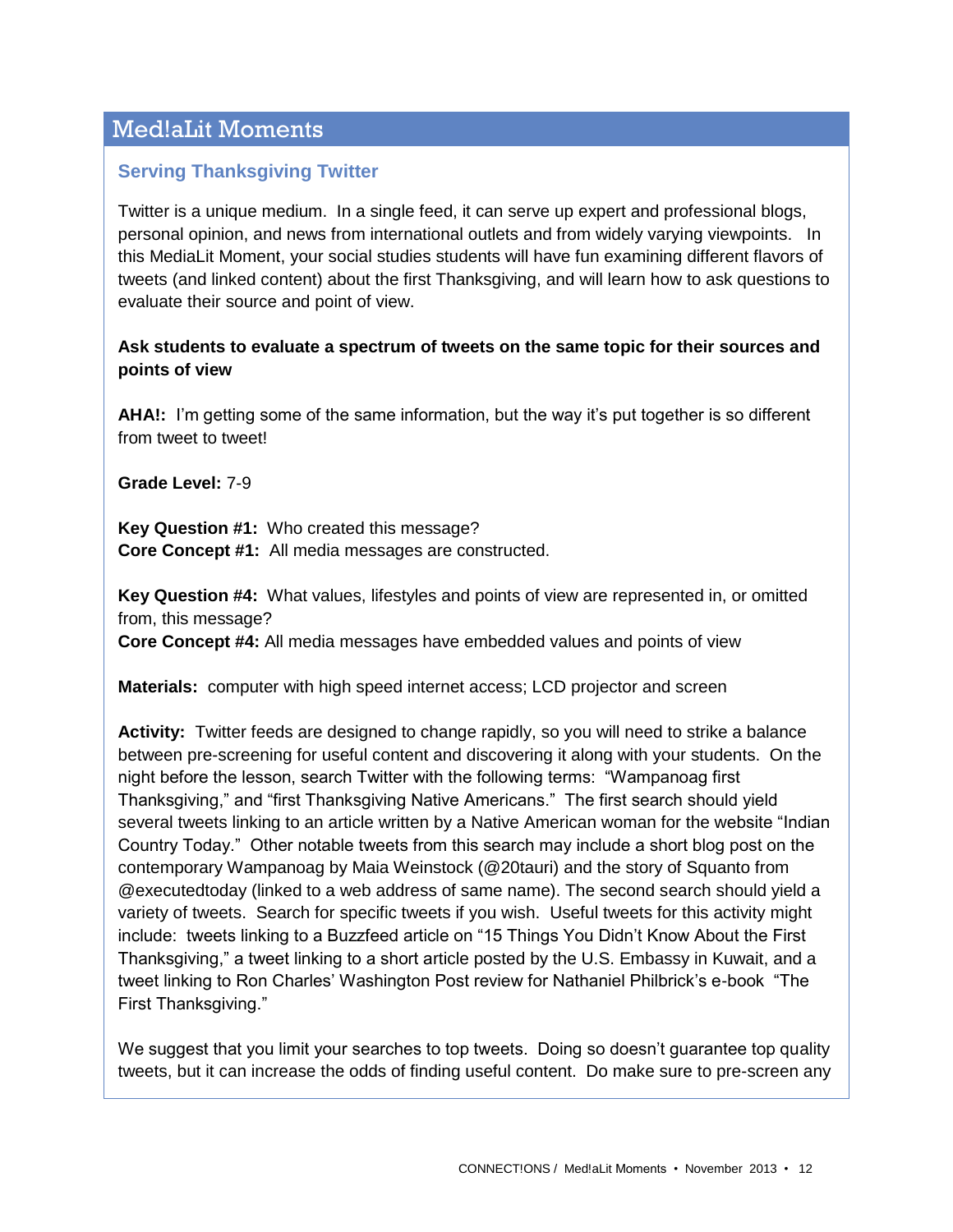## Med!aLit Moments

### Serving Thanksgiving Twitter

Twitter is a unique medium. In a single feed, it can serve up expert and professional blogs, personal opinion, and news from international outlets and from widely varying viewpoints. In this MediaLit Moment, your social studies students will have fun examining different flavors of tweets (and linked content) about the first Thanksgiving, and will learn how to ask questions to evaluate their source and point of view.

**Ask students to evaluate a spectrum of tweets on the same topic for their sources and points of view**

**AHA!:** I'm getting some of the same information, but the way it's put together is so different from tweet to tweet!

**Grade Level:** 7-9

**Key Question #1:** Who created this message?
**Core Concept #1:** All media messages are constructed.

**Key Question #4:** What values, lifestyles and points of view are represented in, or omitted from, this message?
**Core Concept #4:** All media messages have embedded values and points of view

**Materials:** computer with high speed internet access; LCD projector and screen

**Activity:** Twitter feeds are designed to change rapidly, so you will need to strike a balance between pre-screening for useful content and discovering it along with your students. On the night before the lesson, search Twitter with the following terms: "Wampanoag first Thanksgiving," and "first Thanksgiving Native Americans." The first search should yield several tweets linking to an article written by a Native American woman for the website "Indian Country Today." Other notable tweets from this search may include a short blog post on the contemporary Wampanoag by Maia Weinstock (@20tauri) and the story of Squanto from @executedtoday (linked to a web address of same name). The second search should yield a variety of tweets. Search for specific tweets if you wish. Useful tweets for this activity might include: tweets linking to a Buzzfeed article on "15 Things You Didn't Know About the First Thanksgiving," a tweet linking to a short article posted by the U.S. Embassy in Kuwait, and a tweet linking to Ron Charles' Washington Post review for Nathaniel Philbrick's e-book "The First Thanksgiving."

We suggest that you limit your searches to top tweets. Doing so doesn't guarantee top quality tweets, but it can increase the odds of finding useful content. Do make sure to pre-screen any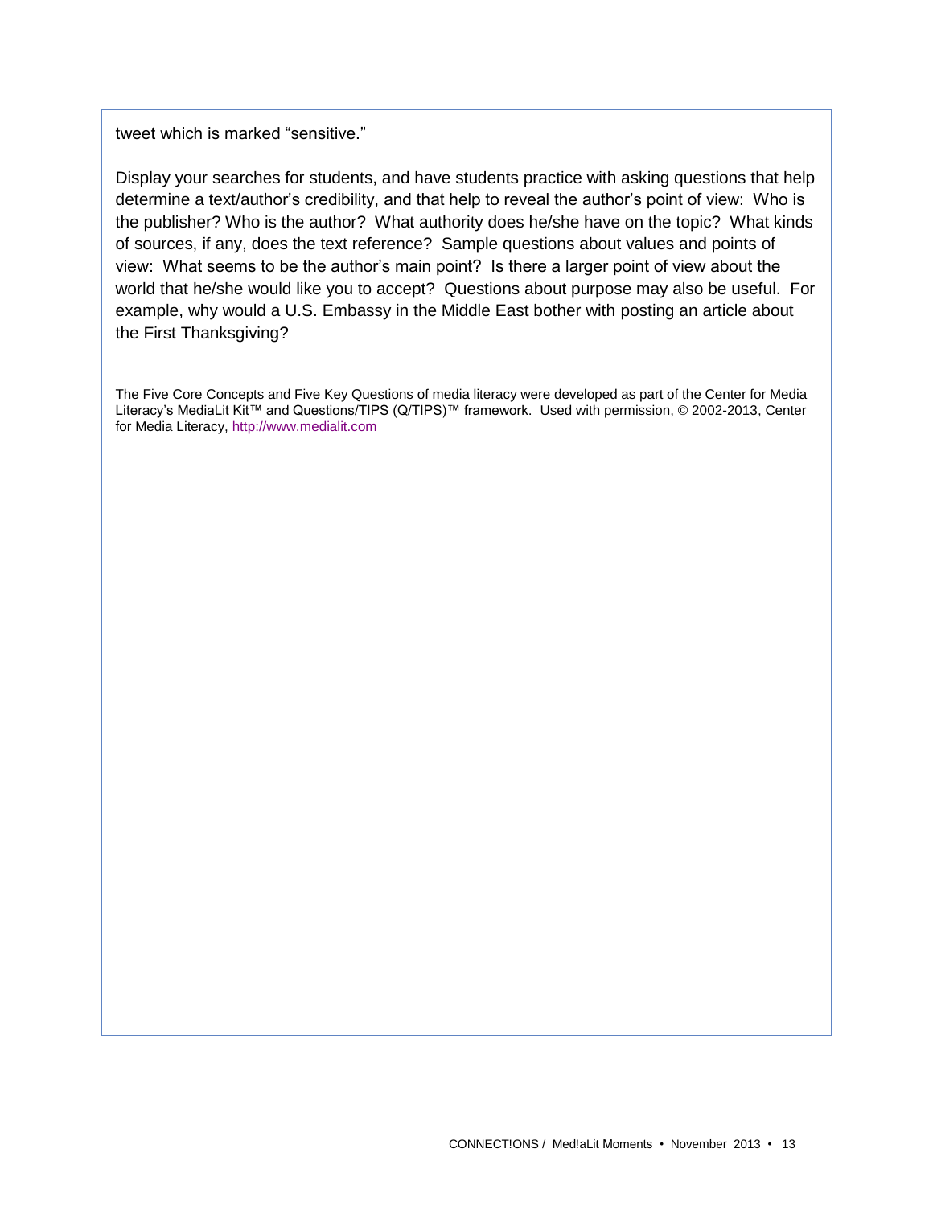tweet which is marked “sensitive.”

Display your searches for students, and have students practice with asking questions that help determine a text/author’s credibility, and that help to reveal the author’s point of view: Who is the publisher? Who is the author? What authority does he/she have on the topic? What kinds of sources, if any, does the text reference? Sample questions about values and points of view: What seems to be the author’s main point? Is there a larger point of view about the world that he/she would like you to accept? Questions about purpose may also be useful. For example, why would a U.S. Embassy in the Middle East bother with posting an article about the First Thanksgiving?

The Five Core Concepts and Five Key Questions of media literacy were developed as part of the Center for Media Literacy’s MediaLit Kit™ and Questions/TIPS (Q/TIPS)™ framework. Used with permission, © 2002-2013, Center for Media Literacy, [http://www.medialit.com](http://www.medialit.com)